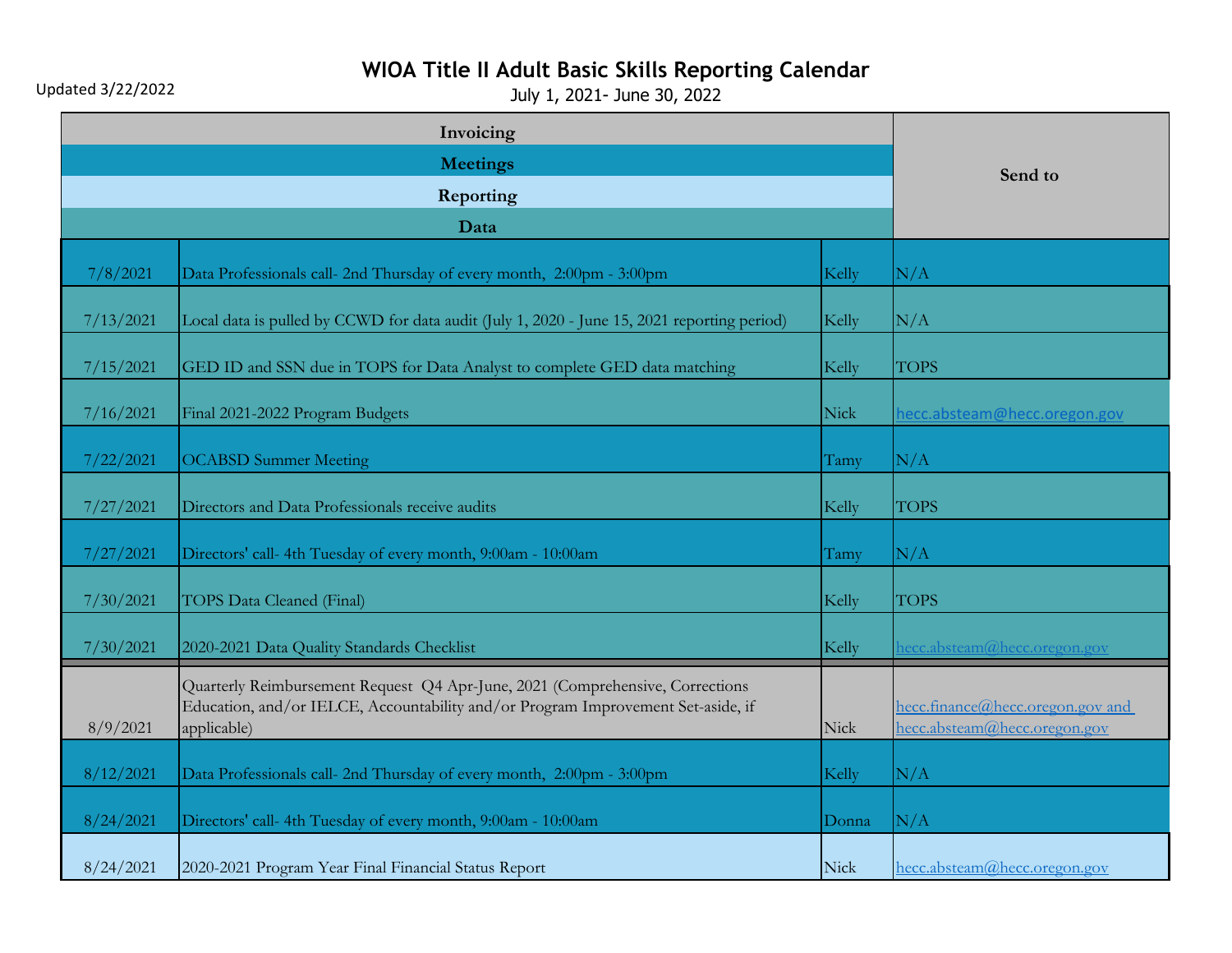Updated 3/22/2022

# WIOA Title II Adult Basic Skills Reporting Calendar

July 1, 2021- June 30, 2022

| Invoicing / Meetings / Reporting / Data | | | Send to |
|---|---|---|---|
| 7/8/2021 | Data Professionals call- 2nd Thursday of every month, 2:00pm - 3:00pm | Kelly | N/A |
| 7/13/2021 | Local data is pulled by CCWD for data audit (July 1, 2020 - June 15, 2021 reporting period) | Kelly | N/A |
| 7/15/2021 | GED ID and SSN due in TOPS for Data Analyst to complete GED data matching | Kelly | TOPS |
| 7/16/2021 | Final 2021-2022 Program Budgets | Nick | hecc.absteam@hecc.oregon.gov |
| 7/22/2021 | OCABSD Summer Meeting | Tamy | N/A |
| 7/27/2021 | Directors and Data Professionals receive audits | Kelly | TOPS |
| 7/27/2021 | Directors' call- 4th Tuesday of every month, 9:00am - 10:00am | Tamy | N/A |
| 7/30/2021 | TOPS Data Cleaned (Final) | Kelly | TOPS |
| 7/30/2021 | 2020-2021 Data Quality Standards Checklist | Kelly | hecc.absteam@hecc.oregon.gov |
| 8/9/2021 | Quarterly Reimbursement Request Q4 Apr-June, 2021 (Comprehensive, Corrections Education, and/or IELCE, Accountability and/or Program Improvement Set-aside, if applicable) | Nick | hecc.finance@hecc.oregon.gov and hecc.absteam@hecc.oregon.gov |
| 8/12/2021 | Data Professionals call- 2nd Thursday of every month, 2:00pm - 3:00pm | Kelly | N/A |
| 8/24/2021 | Directors' call- 4th Tuesday of every month, 9:00am - 10:00am | Donna | N/A |
| 8/24/2021 | 2020-2021 Program Year Final Financial Status Report | Nick | hecc.absteam@hecc.oregon.gov |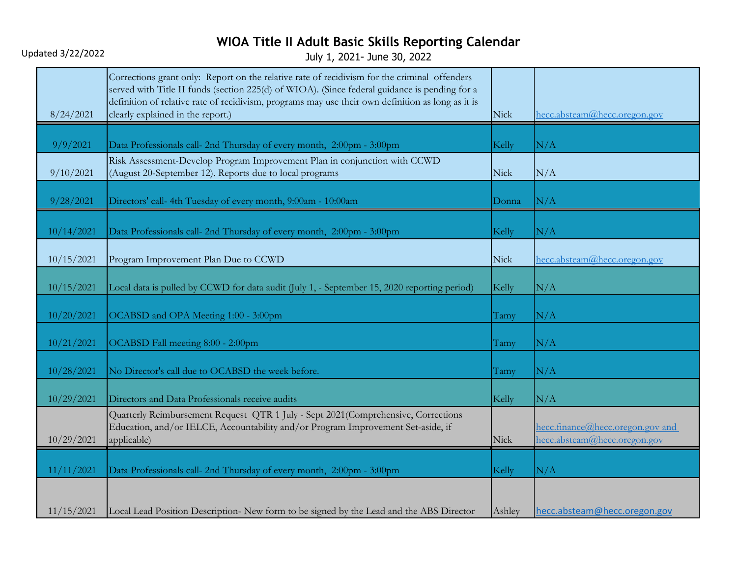# WIOA Title II Adult Basic Skills Reporting Calendar

July 1, 2021- June 30, 2022

Updated 3/22/2022

| | | | |
|---|---|---|---|
| 8/24/2021 | Corrections grant only: Report on the relative rate of recidivism for the criminal offenders served with Title II funds (section 225(d) of WIOA). (Since federal guidance is pending for a definition of relative rate of recidivism, programs may use their own definition as long as it is clearly explained in the report.) | Nick | hecc.absteam@hecc.oregon.gov |
| 9/9/2021 | Data Professionals call- 2nd Thursday of every month, 2:00pm - 3:00pm | Kelly | N/A |
| 9/10/2021 | Risk Assessment-Develop Program Improvement Plan in conjunction with CCWD (August 20-September 12). Reports due to local programs | Nick | N/A |
| 9/28/2021 | Directors' call- 4th Tuesday of every month, 9:00am - 10:00am | Donna | N/A |
| 10/14/2021 | Data Professionals call- 2nd Thursday of every month, 2:00pm - 3:00pm | Kelly | N/A |
| 10/15/2021 | Program Improvement Plan Due to CCWD | Nick | hecc.absteam@hecc.oregon.gov |
| 10/15/2021 | Local data is pulled by CCWD for data audit (July 1, - September 15, 2020 reporting period) | Kelly | N/A |
| 10/20/2021 | OCABSD and OPA Meeting 1:00 - 3:00pm | Tamy | N/A |
| 10/21/2021 | OCABSD Fall meeting 8:00 - 2:00pm | Tamy | N/A |
| 10/28/2021 | No Director's call due to OCABSD the week before. | Tamy | N/A |
| 10/29/2021 | Directors and Data Professionals receive audits | Kelly | N/A |
| 10/29/2021 | Quarterly Reimbursement Request QTR 1 July - Sept 2021(Comprehensive, Corrections Education, and/or IELCE, Accountability and/or Program Improvement Set-aside, if applicable) | Nick | hecc.finance@hecc.oregon.gov and hecc.absteam@hecc.oregon.gov |
| 11/11/2021 | Data Professionals call- 2nd Thursday of every month, 2:00pm - 3:00pm | Kelly | N/A |
| 11/15/2021 | Local Lead Position Description- New form to be signed by the Lead and the ABS Director | Ashley | hecc.absteam@hecc.oregon.gov |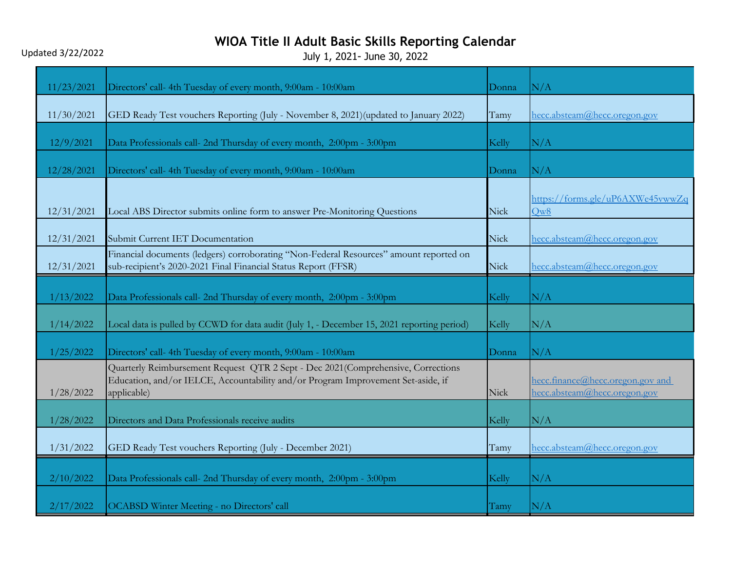# WIOA Title II Adult Basic Skills Reporting Calendar

Updated 3/22/2022

July 1, 2021- June 30, 2022

| | | | |
|---|---|---|---|
| 11/23/2021 | Directors' call- 4th Tuesday of every month, 9:00am - 10:00am | Donna | N/A |
| 11/30/2021 | GED Ready Test vouchers Reporting (July - November 8, 2021)(updated to January 2022) | Tamy | hecc.absteam@hecc.oregon.gov |
| 12/9/2021 | Data Professionals call- 2nd Thursday of every month, 2:00pm - 3:00pm | Kelly | N/A |
| 12/28/2021 | Directors' call- 4th Tuesday of every month, 9:00am - 10:00am | Donna | N/A |
| 12/31/2021 | Local ABS Director submits online form to answer Pre-Monitoring Questions | Nick | https://forms.gle/uP6AXWe45vwwZqQw8 |
| 12/31/2021 | Submit Current IET Documentation | Nick | hecc.absteam@hecc.oregon.gov |
| 12/31/2021 | Financial documents (ledgers) corroborating "Non-Federal Resources" amount reported on sub-recipient's 2020-2021 Final Financial Status Report (FFSR) | Nick | hecc.absteam@hecc.oregon.gov |
| 1/13/2022 | Data Professionals call- 2nd Thursday of every month, 2:00pm - 3:00pm | Kelly | N/A |
| 1/14/2022 | Local data is pulled by CCWD for data audit (July 1, - December 15, 2021 reporting period) | Kelly | N/A |
| 1/25/2022 | Directors' call- 4th Tuesday of every month, 9:00am - 10:00am | Donna | N/A |
| 1/28/2022 | Quarterly Reimbursement Request QTR 2 Sept - Dec 2021(Comprehensive, Corrections Education, and/or IELCE, Accountability and/or Program Improvement Set-aside, if applicable) | Nick | hecc.finance@hecc.oregon.gov and hecc.absteam@hecc.oregon.gov |
| 1/28/2022 | Directors and Data Professionals receive audits | Kelly | N/A |
| 1/31/2022 | GED Ready Test vouchers Reporting (July - December 2021) | Tamy | hecc.absteam@hecc.oregon.gov |
| 2/10/2022 | Data Professionals call- 2nd Thursday of every month, 2:00pm - 3:00pm | Kelly | N/A |
| 2/17/2022 | OCABSD Winter Meeting - no Directors' call | Tamy | N/A |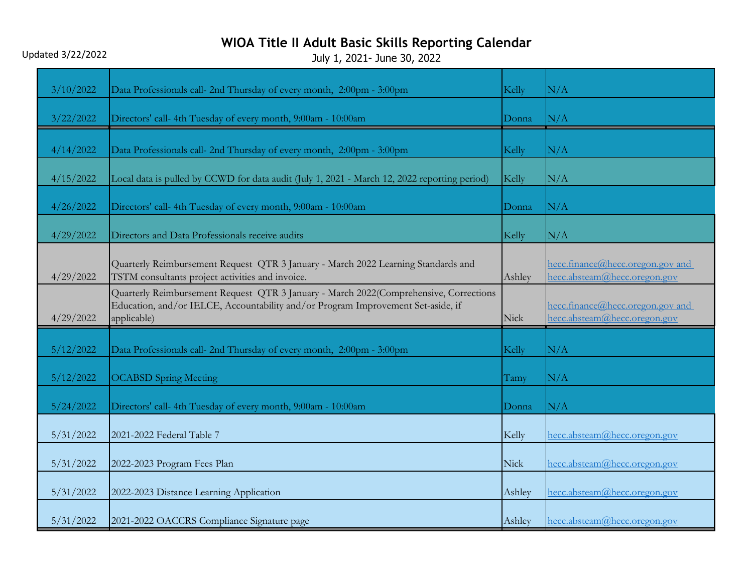# WIOA Title II Adult Basic Skills Reporting Calendar

Updated 3/22/2022

July 1, 2021- June 30, 2022

| | | | |
|---|---|---|---|
| 3/10/2022 | Data Professionals call- 2nd Thursday of every month, 2:00pm - 3:00pm | Kelly | N/A |
| 3/22/2022 | Directors' call- 4th Tuesday of every month, 9:00am - 10:00am | Donna | N/A |
| 4/14/2022 | Data Professionals call- 2nd Thursday of every month, 2:00pm - 3:00pm | Kelly | N/A |
| 4/15/2022 | Local data is pulled by CCWD for data audit (July 1, 2021 - March 12, 2022 reporting period) | Kelly | N/A |
| 4/26/2022 | Directors' call- 4th Tuesday of every month, 9:00am - 10:00am | Donna | N/A |
| 4/29/2022 | Directors and Data Professionals receive audits | Kelly | N/A |
| 4/29/2022 | Quarterly Reimbursement Request QTR 3 January - March 2022 Learning Standards and TSTM consultants project activities and invoice. | Ashley | hecc.finance@hecc.oregon.gov and hecc.absteam@hecc.oregon.gov |
| 4/29/2022 | Quarterly Reimbursement Request QTR 3 January - March 2022(Comprehensive, Corrections Education, and/or IELCE, Accountability and/or Program Improvement Set-aside, if applicable) | Nick | hecc.finance@hecc.oregon.gov and hecc.absteam@hecc.oregon.gov |
| 5/12/2022 | Data Professionals call- 2nd Thursday of every month, 2:00pm - 3:00pm | Kelly | N/A |
| 5/12/2022 | OCABSD Spring Meeting | Tamy | N/A |
| 5/24/2022 | Directors' call- 4th Tuesday of every month, 9:00am - 10:00am | Donna | N/A |
| 5/31/2022 | 2021-2022 Federal Table 7 | Kelly | hecc.absteam@hecc.oregon.gov |
| 5/31/2022 | 2022-2023 Program Fees Plan | Nick | hecc.absteam@hecc.oregon.gov |
| 5/31/2022 | 2022-2023 Distance Learning Application | Ashley | hecc.absteam@hecc.oregon.gov |
| 5/31/2022 | 2021-2022 OACCRS Compliance Signature page | Ashley | hecc.absteam@hecc.oregon.gov |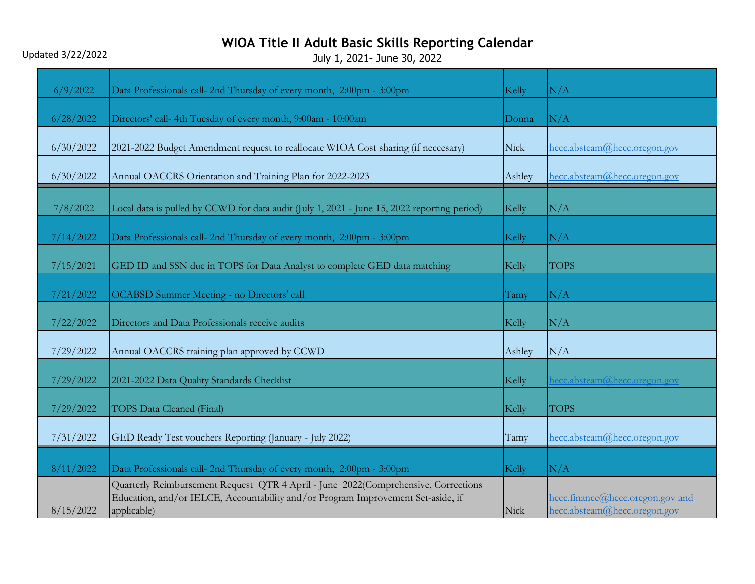# WIOA Title II Adult Basic Skills Reporting Calendar

Updated 3/22/2022

July 1, 2021- June 30, 2022

| | | | |
|---|---|---|---|
| 6/9/2022 | Data Professionals call- 2nd Thursday of every month, 2:00pm - 3:00pm | Kelly | N/A |
| 6/28/2022 | Directors' call- 4th Tuesday of every month, 9:00am - 10:00am | Donna | N/A |
| 6/30/2022 | 2021-2022 Budget Amendment request to reallocate WIOA Cost sharing (if neccesary) | Nick | hecc.absteam@hecc.oregon.gov |
| 6/30/2022 | Annual OACCRS Orientation and Training Plan for 2022-2023 | Ashley | hecc.absteam@hecc.oregon.gov |
| 7/8/2022 | Local data is pulled by CCWD for data audit (July 1, 2021 - June 15, 2022 reporting period) | Kelly | N/A |
| 7/14/2022 | Data Professionals call- 2nd Thursday of every month, 2:00pm - 3:00pm | Kelly | N/A |
| 7/15/2021 | GED ID and SSN due in TOPS for Data Analyst to complete GED data matching | Kelly | TOPS |
| 7/21/2022 | OCABSD Summer Meeting - no Directors' call | Tamy | N/A |
| 7/22/2022 | Directors and Data Professionals receive audits | Kelly | N/A |
| 7/29/2022 | Annual OACCRS training plan approved by CCWD | Ashley | N/A |
| 7/29/2022 | 2021-2022 Data Quality Standards Checklist | Kelly | hecc.absteam@hecc.oregon.gov |
| 7/29/2022 | TOPS Data Cleaned (Final) | Kelly | TOPS |
| 7/31/2022 | GED Ready Test vouchers Reporting (January - July 2022) | Tamy | hecc.absteam@hecc.oregon.gov |
| 8/11/2022 | Data Professionals call- 2nd Thursday of every month, 2:00pm - 3:00pm | Kelly | N/A |
| 8/15/2022 | Quarterly Reimbursement Request QTR 4 April - June 2022(Comprehensive, Corrections Education, and/or IELCE, Accountability and/or Program Improvement Set-aside, if applicable) | Nick | hecc.finance@hecc.oregon.gov and hecc.absteam@hecc.oregon.gov |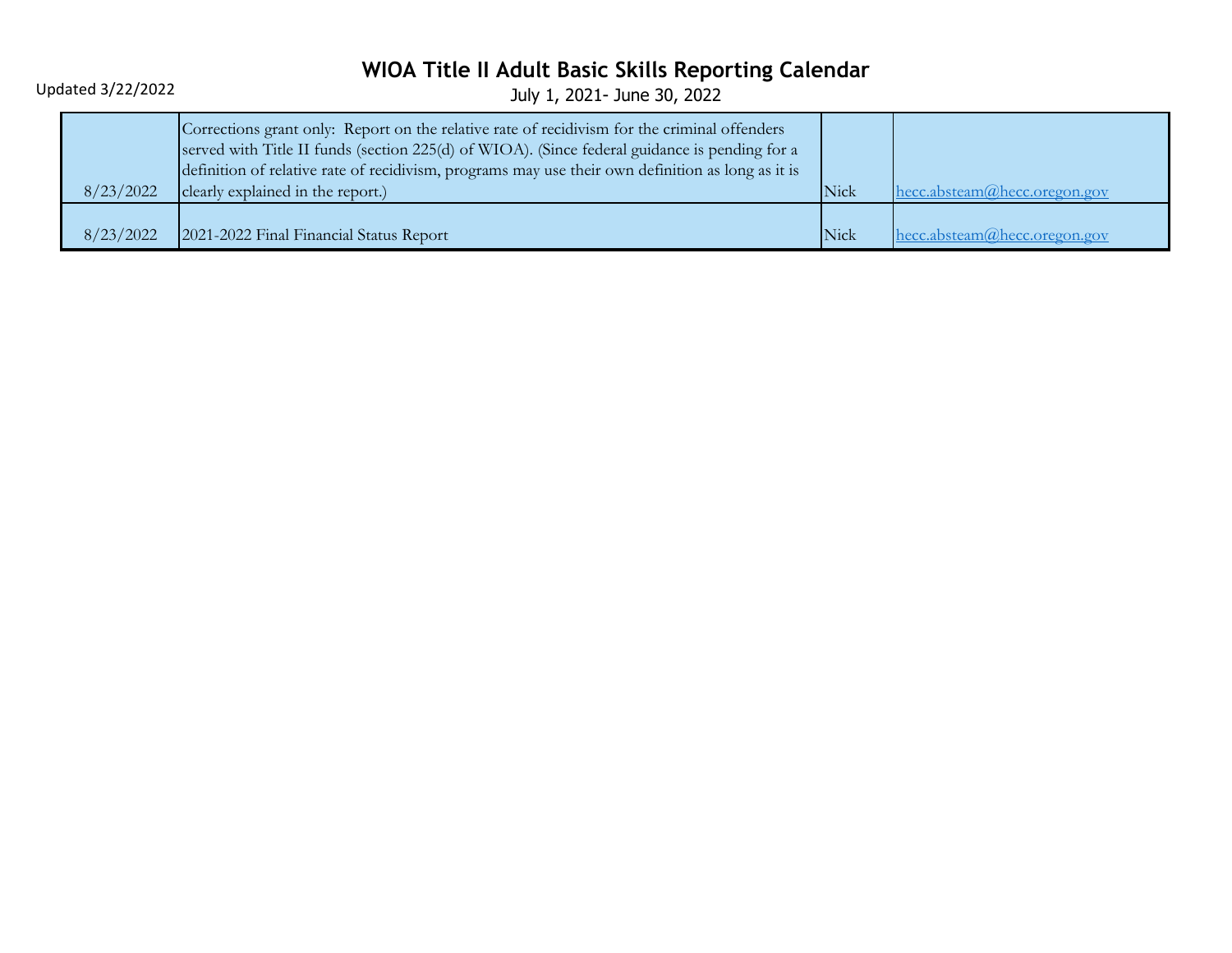# WIOA Title II Adult Basic Skills Reporting Calendar

July 1, 2021- June 30, 2022

Updated 3/22/2022

| | | | |
|---|---|---|---|
| 8/23/2022 | Corrections grant only: Report on the relative rate of recidivism for the criminal offenders served with Title II funds (section 225(d) of WIOA). (Since federal guidance is pending for a definition of relative rate of recidivism, programs may use their own definition as long as it is clearly explained in the report.) | Nick | hecc.absteam@hecc.oregon.gov |
| 8/23/2022 | 2021-2022 Final Financial Status Report | Nick | hecc.absteam@hecc.oregon.gov |